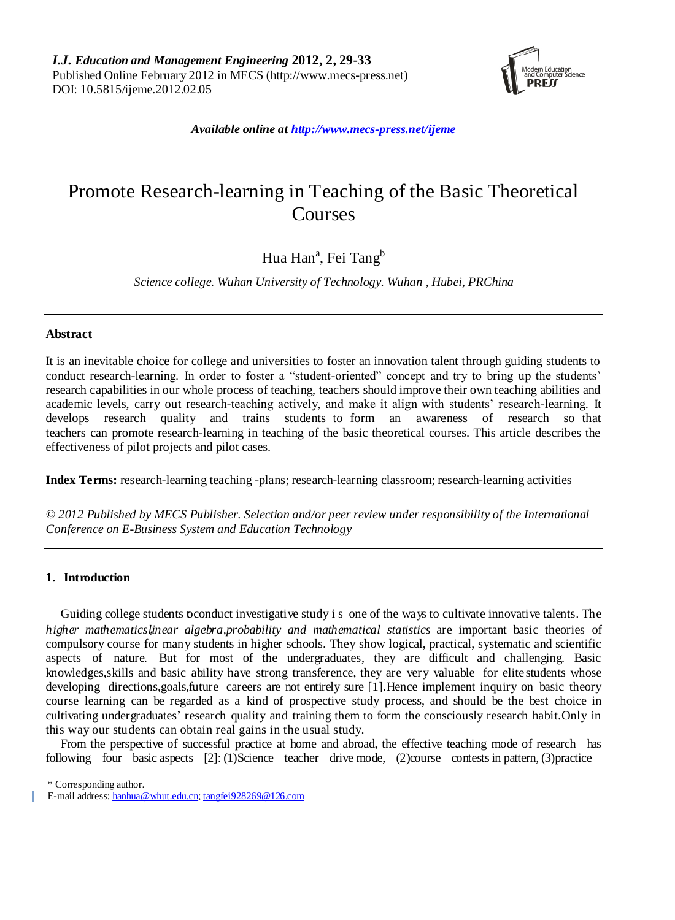# Promote Research-learning in Teaching of the Basic Theoretical Courses

Hua Han[a], Fei Tang[b]

*Science college. Wuhan University of Technology. Wuhan , Hubei, PRChina*

---

**Abstract**

It is an inevitable choice for college and universities to foster an innovation talent through guiding students to conduct research-learning. In order to foster a "student-oriented" concept and try to bring up the students' research capabilities in our whole process of teaching, teachers should improve their own teaching abilities and academic levels, carry out research-teaching actively, and make it align with students' research-learning. It develops research quality and trains students to form an awareness of research so that teachers can promote research-learning in teaching of the basic theoretical courses. This article describes the effectiveness of pilot projects and pilot cases.

**Index Terms:** research-learning teaching -plans; research-learning classroom; research-learning activities

*© 2012 Published by MECS Publisher. Selection and/or peer review under responsibility of the International Conference on E-Business System and Education Technology*

---

## 1. Introduction

Guiding college students to conduct investigative study is one of the ways to cultivate innovative talents. The *higher mathematics,linear algebra,probability and mathematical statistics* are important basic theories of compulsory course for many students in higher schools. They show logical, practical, systematic and scientific aspects of nature. But for most of the undergraduates, they are difficult and challenging. Basic knowledges,skills and basic ability have strong transference, they are very valuable for elite students whose developing directions,goals,future careers are not entirely sure [1].Hence implement inquiry on basic theory course learning can be regarded as a kind of prospective study process, and should be the best choice in cultivating undergraduates' research quality and training them to form the consciously research habit.Only in this way our students can obtain real gains in the usual study.

From the perspective of successful practice at home and abroad, the effective teaching mode of research has following four basic aspects [2]: (1)Science teacher drive mode, (2)course contests in pattern, (3)practice

\* Corresponding author.

E-mail address: hanhua@whut.edu.cn; tangfei928269@126.com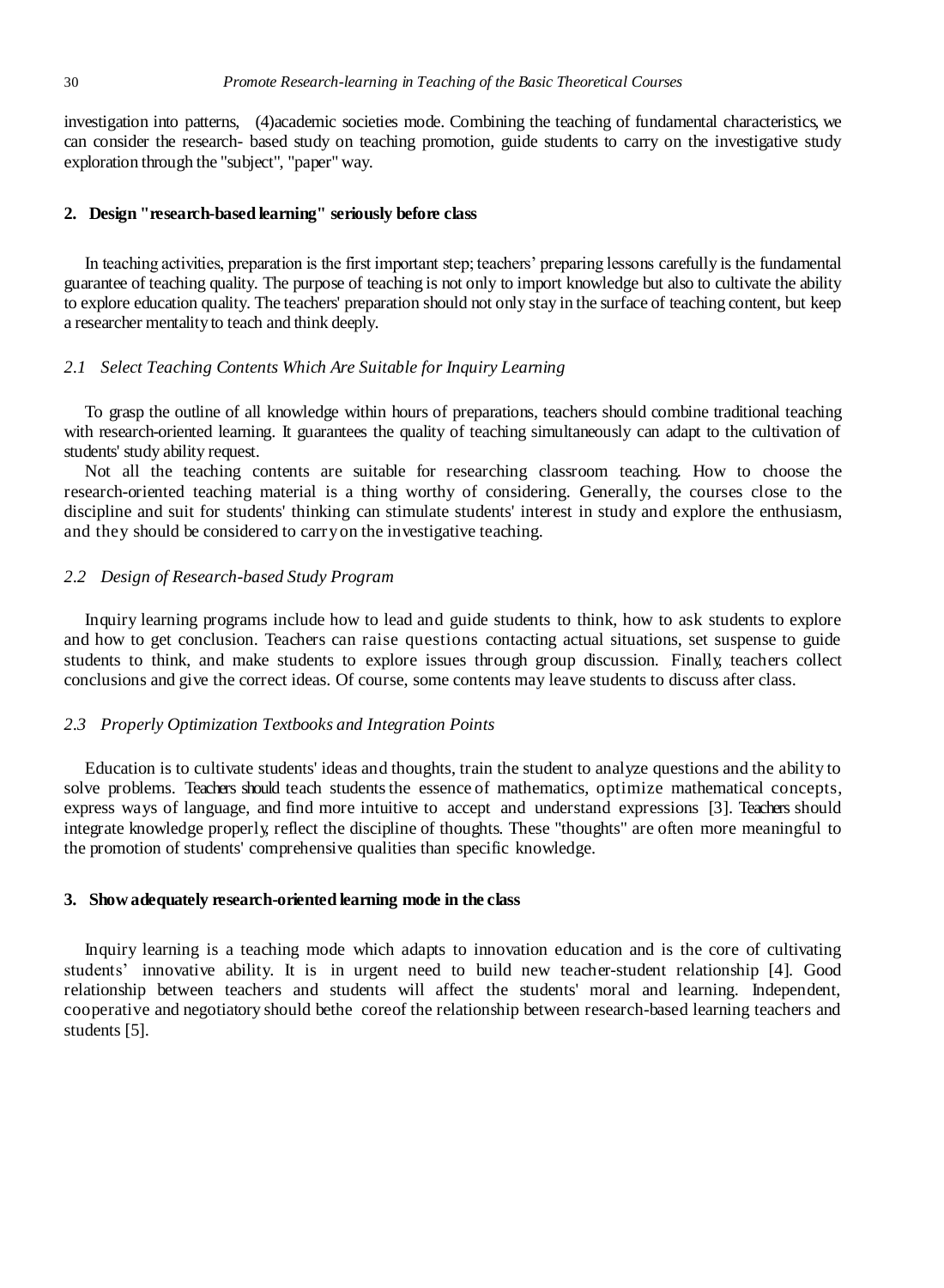investigation into patterns, (4)academic societies mode. Combining the teaching of fundamental characteristics, we can consider the research- based study on teaching promotion, guide students to carry on the investigative study exploration through the "subject", "paper" way.

## 2. Design "research-based learning" seriously before class

In teaching activities, preparation is the first important step; teachers' preparing lessons carefully is the fundamental guarantee of teaching quality. The purpose of teaching is not only to import knowledge but also to cultivate the ability to explore education quality. The teachers' preparation should not only stay in the surface of teaching content, but keep a researcher mentality to teach and think deeply.

### *2.1 Select Teaching Contents Which Are Suitable for Inquiry Learning*

To grasp the outline of all knowledge within hours of preparations, teachers should combine traditional teaching with research-oriented learning. It guarantees the quality of teaching simultaneously can adapt to the cultivation of students' study ability request.

Not all the teaching contents are suitable for researching classroom teaching. How to choose the research-oriented teaching material is a thing worthy of considering. Generally, the courses close to the discipline and suit for students' thinking can stimulate students' interest in study and explore the enthusiasm, and they should be considered to carry on the investigative teaching.

### *2.2 Design of Research-based Study Program*

Inquiry learning programs include how to lead and guide students to think, how to ask students to explore and how to get conclusion. Teachers can raise questions contacting actual situations, set suspense to guide students to think, and make students to explore issues through group discussion. Finally, teachers collect conclusions and give the correct ideas. Of course, some contents may leave students to discuss after class.

### *2.3 Properly Optimization Textbooks and Integration Points*

Education is to cultivate students' ideas and thoughts, train the student to analyze questions and the ability to solve problems. Teachers should teach students the essence of mathematics, optimize mathematical concepts, express ways of language, and find more intuitive to accept and understand expressions [3]. Teachers should integrate knowledge properly, reflect the discipline of thoughts. These "thoughts" are often more meaningful to the promotion of students' comprehensive qualities than specific knowledge.

## 3. Show adequately research-oriented learning mode in the class

Inquiry learning is a teaching mode which adapts to innovation education and is the core of cultivating students' innovative ability. It is in urgent need to build new teacher-student relationship [4]. Good relationship between teachers and students will affect the students' moral and learning. Independent, cooperative and negotiatory should bethe coreof the relationship between research-based learning teachers and students [5].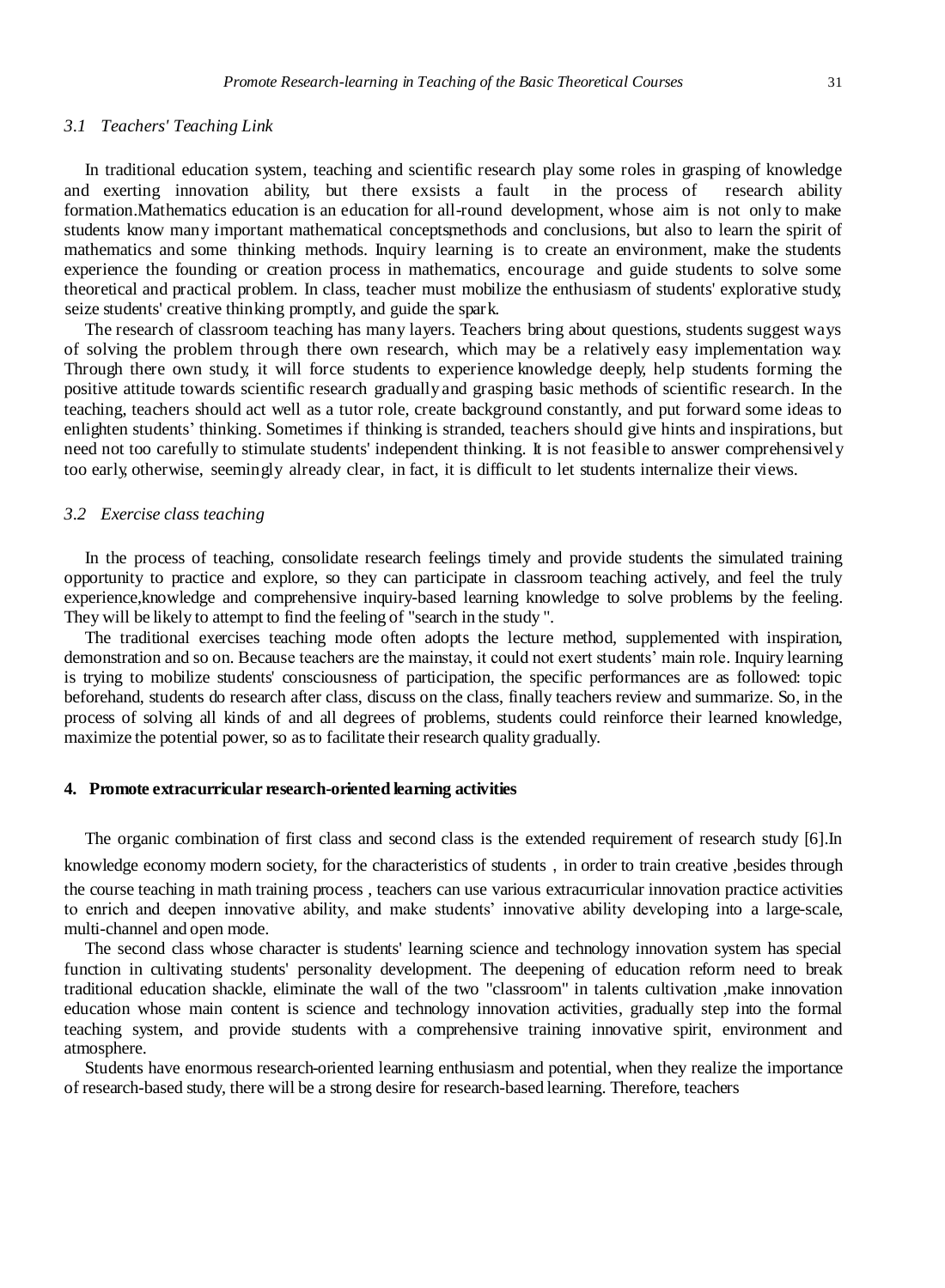### *3.1 Teachers' Teaching Link*

In traditional education system, teaching and scientific research play some roles in grasping of knowledge and exerting innovation ability, but there exsists a fault in the process of research ability formation.Mathematics education is an education for all-round development, whose aim is not only to make students know many important mathematical concepts,methods and conclusions, but also to learn the spirit of mathematics and some thinking methods. Inquiry learning is to create an environment, make the students experience the founding or creation process in mathematics, encourage and guide students to solve some theoretical and practical problem. In class, teacher must mobilize the enthusiasm of students' explorative study, seize students' creative thinking promptly, and guide the spark.

The research of classroom teaching has many layers. Teachers bring about questions, students suggest ways of solving the problem through there own research, which may be a relatively easy implementation way. Through there own study, it will force students to experience knowledge deeply, help students forming the positive attitude towards scientific research gradually and grasping basic methods of scientific research. In the teaching, teachers should act well as a tutor role, create background constantly, and put forward some ideas to enlighten students' thinking. Sometimes if thinking is stranded, teachers should give hints and inspirations, but need not too carefully to stimulate students' independent thinking. It is not feasible to answer comprehensively too early, otherwise, seemingly already clear, in fact, it is difficult to let students internalize their views.

### *3.2 Exercise class teaching*

In the process of teaching, consolidate research feelings timely and provide students the simulated training opportunity to practice and explore, so they can participate in classroom teaching actively, and feel the truly experience,knowledge and comprehensive inquiry-based learning knowledge to solve problems by the feeling. They will be likely to attempt to find the feeling of "search in the study ".

The traditional exercises teaching mode often adopts the lecture method, supplemented with inspiration, demonstration and so on. Because teachers are the mainstay, it could not exert students' main role. Inquiry learning is trying to mobilize students' consciousness of participation, the specific performances are as followed: topic beforehand, students do research after class, discuss on the class, finally teachers review and summarize. So, in the process of solving all kinds of and all degrees of problems, students could reinforce their learned knowledge, maximize the potential power, so as to facilitate their research quality gradually.

## **4. Promote extracurricular research-oriented learning activities**

The organic combination of first class and second class is the extended requirement of research study [6].In knowledge economy modern society, for the characteristics of students，in order to train creative ,besides through the course teaching in math training process , teachers can use various extracurricular innovation practice activities to enrich and deepen innovative ability, and make students' innovative ability developing into a large-scale, multi-channel and open mode.

The second class whose character is students' learning science and technology innovation system has special function in cultivating students' personality development. The deepening of education reform need to break traditional education shackle, eliminate the wall of the two "classroom" in talents cultivation ,make innovation education whose main content is science and technology innovation activities, gradually step into the formal teaching system, and provide students with a comprehensive training innovative spirit, environment and atmosphere.

Students have enormous research-oriented learning enthusiasm and potential, when they realize the importance of research-based study, there will be a strong desire for research-based learning. Therefore, teachers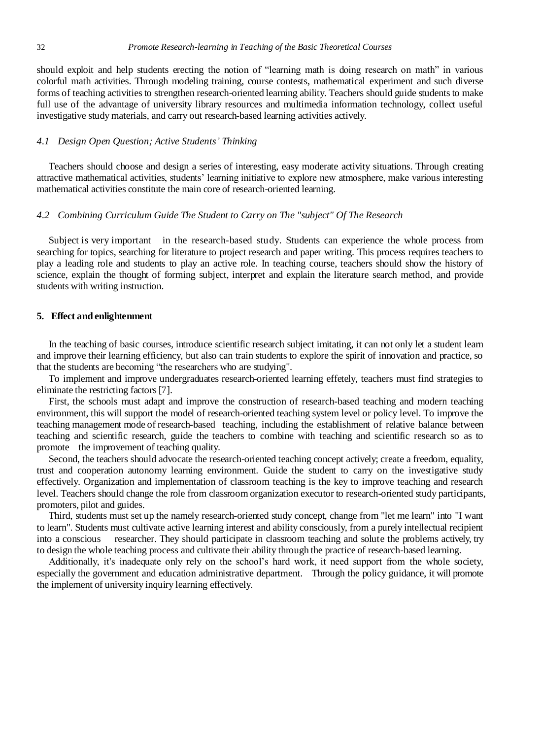should exploit and help students erecting the notion of "learning math is doing research on math" in various colorful math activities. Through modeling training, course contests, mathematical experiment and such diverse forms of teaching activities to strengthen research-oriented learning ability. Teachers should guide students to make full use of the advantage of university library resources and multimedia information technology, collect useful investigative study materials, and carry out research-based learning activities actively.

### *4.1 Design Open Question; Active Students' Thinking*

Teachers should choose and design a series of interesting, easy moderate activity situations. Through creating attractive mathematical activities, students' learning initiative to explore new atmosphere, make various interesting mathematical activities constitute the main core of research-oriented learning.

### *4.2 Combining Curriculum Guide The Student to Carry on The "subject" Of The Research*

Subject is very important in the research-based study. Students can experience the whole process from searching for topics, searching for literature to project research and paper writing. This process requires teachers to play a leading role and students to play an active role. In teaching course, teachers should show the history of science, explain the thought of forming subject, interpret and explain the literature search method, and provide students with writing instruction.

## 5. Effect and enlightenment

In the teaching of basic courses, introduce scientific research subject imitating, it can not only let a student learn and improve their learning efficiency, but also can train students to explore the spirit of innovation and practice, so that the students are becoming "the researchers who are studying".

To implement and improve undergraduates research-oriented learning effetely, teachers must find strategies to eliminate the restricting factors [7].

First, the schools must adapt and improve the construction of research-based teaching and modern teaching environment, this will support the model of research-oriented teaching system level or policy level. To improve the teaching management mode of research-based teaching, including the establishment of relative balance between teaching and scientific research, guide the teachers to combine with teaching and scientific research so as to promote the improvement of teaching quality.

Second, the teachers should advocate the research-oriented teaching concept actively; create a freedom, equality, trust and cooperation autonomy learning environment. Guide the student to carry on the investigative study effectively. Organization and implementation of classroom teaching is the key to improve teaching and research level. Teachers should change the role from classroom organization executor to research-oriented study participants, promoters, pilot and guides.

Third, students must set up the namely research-oriented study concept, change from "let me learn" into "I want to learn". Students must cultivate active learning interest and ability consciously, from a purely intellectual recipient into a conscious researcher. They should participate in classroom teaching and solute the problems actively, try to design the whole teaching process and cultivate their ability through the practice of research-based learning.

Additionally, it's inadequate only rely on the school's hard work, it need support from the whole society, especially the government and education administrative department. Through the policy guidance, it will promote the implement of university inquiry learning effectively.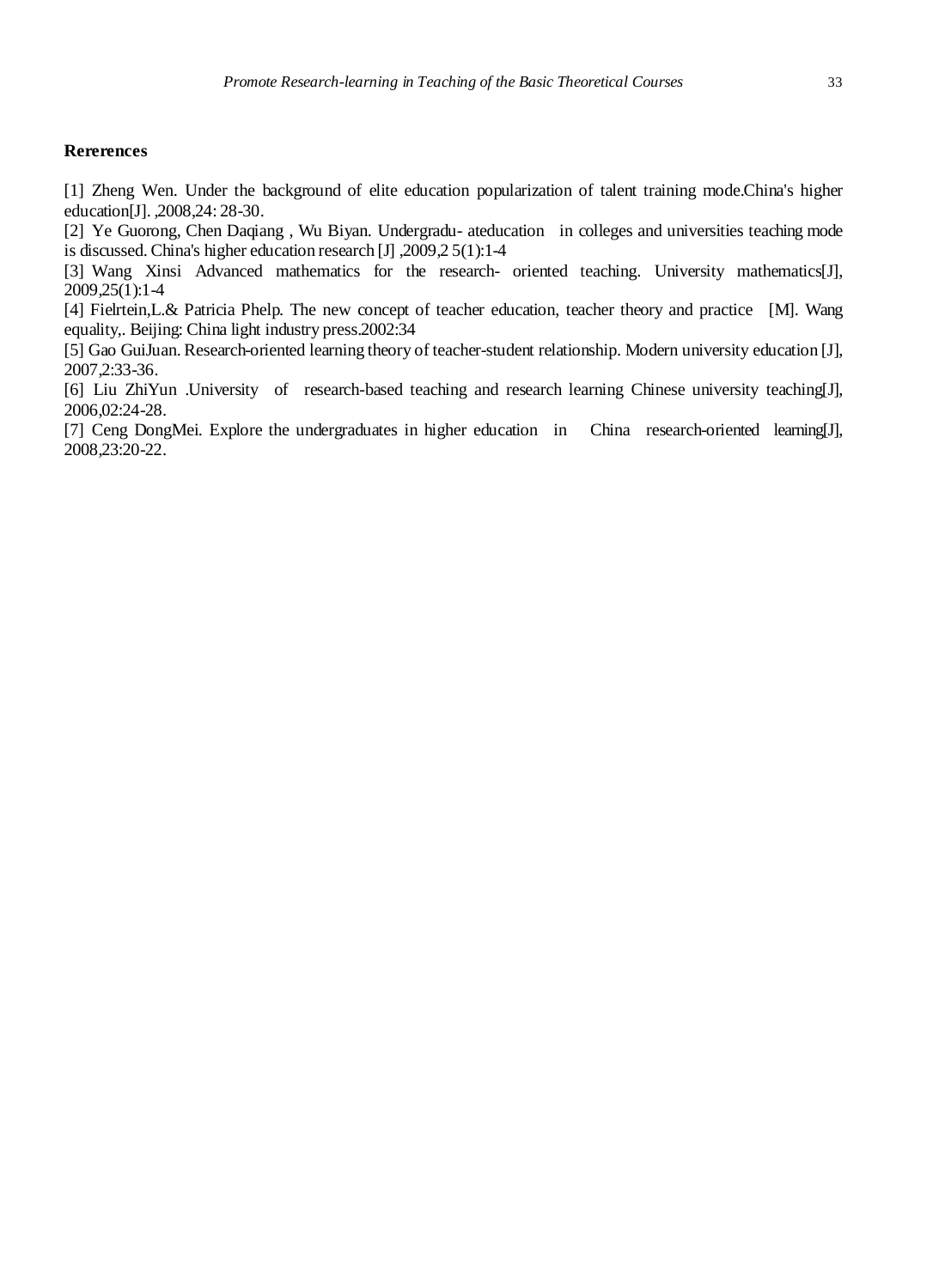## Rererences

[1] Zheng Wen. Under the background of elite education popularization of talent training mode.China's higher education[J]. ,2008,24: 28-30.

[2] Ye Guorong, Chen Daqiang , Wu Biyan. Undergradu- ateducation in colleges and universities teaching mode is discussed. China's higher education research [J] ,2009,2 5(1):1-4

[3] Wang Xinsi Advanced mathematics for the research- oriented teaching. University mathematics[J], 2009,25(1):1-4

[4] Fielrtein,L.& Patricia Phelp. The new concept of teacher education, teacher theory and practice [M]. Wang equality,. Beijing: China light industry press.2002:34

[5] Gao GuiJuan. Research-oriented learning theory of teacher-student relationship. Modern university education [J], 2007,2:33-36.

[6] Liu ZhiYun .University of research-based teaching and research learning Chinese university teaching[J], 2006,02:24-28.

[7] Ceng DongMei. Explore the undergraduates in higher education in China research-oriented learning[J], 2008,23:20-22.